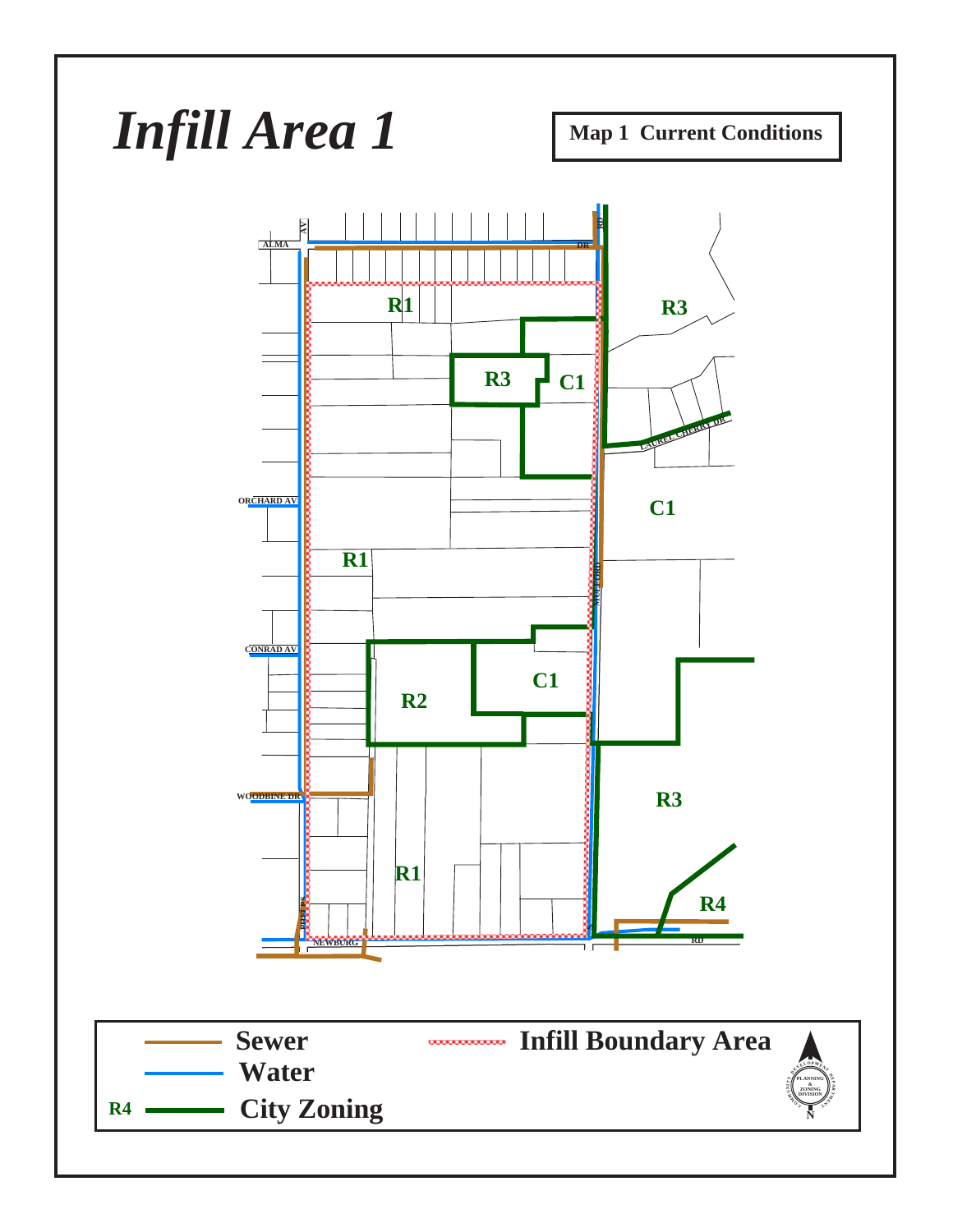# *Infill Area 1*

**Map 1 Current Conditions**

ALMA
AV
DR
RD
R1
R3
R3
C1
LAUREL CHERRY DR
ORCHARD AV
C1
R1
MULFORD
CONRAD AV
C1
R2
WOODBINE DR
R3
R1
R4
NEWBURG
RD

Sewer
Water
R4 City Zoning
Infill Boundary Area

N
COMMUNITY DEVELOPMENT DEPARTMENT
PLANNING & ZONING DIVISION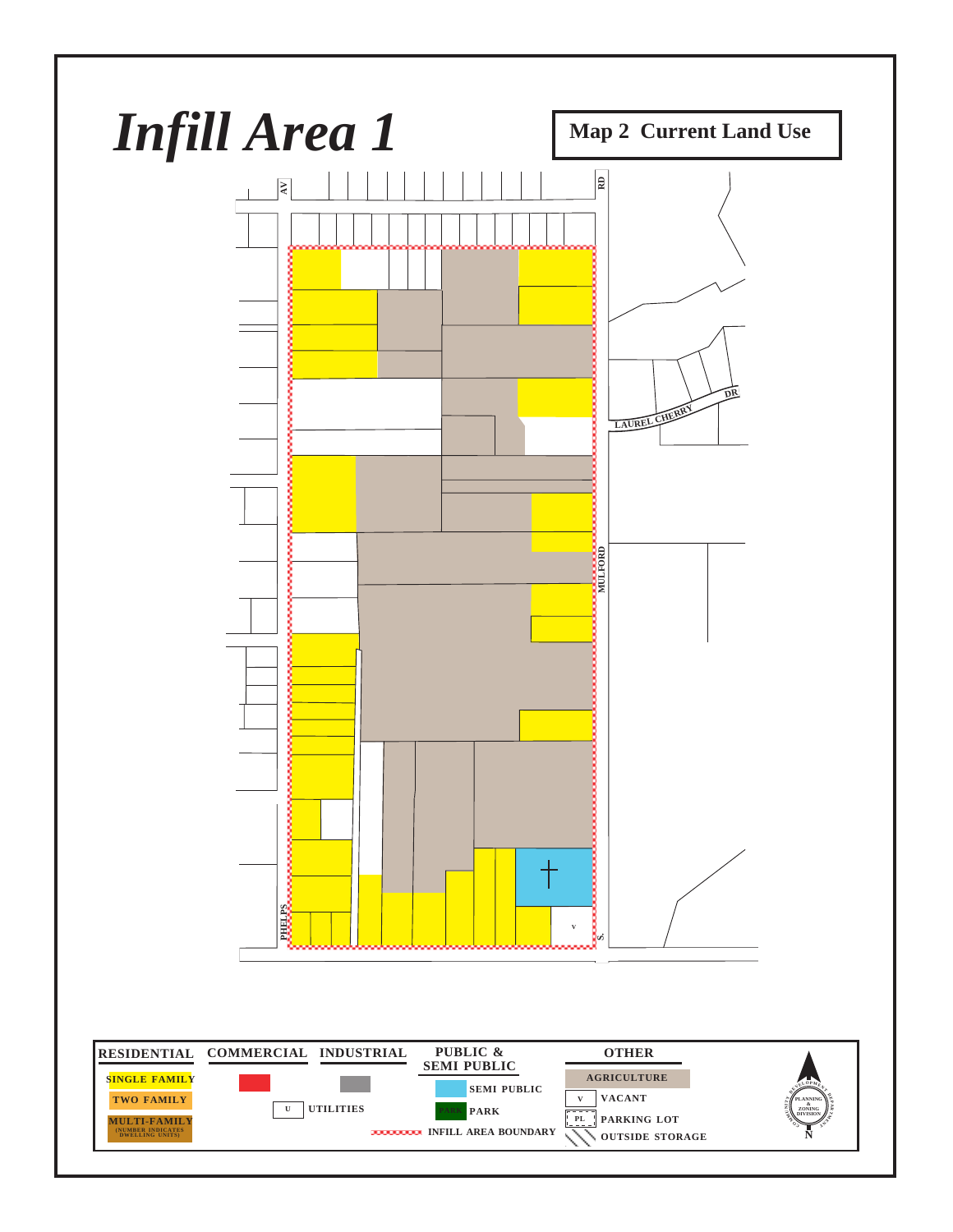# Infill Area 1

**Map 2 Current Land Use**

AV

RD

PHELPS

S.

MULFORD

LAUREL CHERRY

DR

V

**RESIDENTIAL**

SINGLE FAMILY

TWO FAMILY

MULTI-FAMILY (NUMBER INDICATES DWELLING UNITS)

**COMMERCIAL**

**INDUSTRIAL**

U UTILITIES

**PUBLIC & SEMI PUBLIC**

SEMI PUBLIC

PARK

INFILL AREA BOUNDARY

**OTHER**

AGRICULTURE

V VACANT

PL PARKING LOT

OUTSIDE STORAGE

COMMUNITY DEVELOPMENT DEPARTMENT PLANNING & ZONING DIVISION

N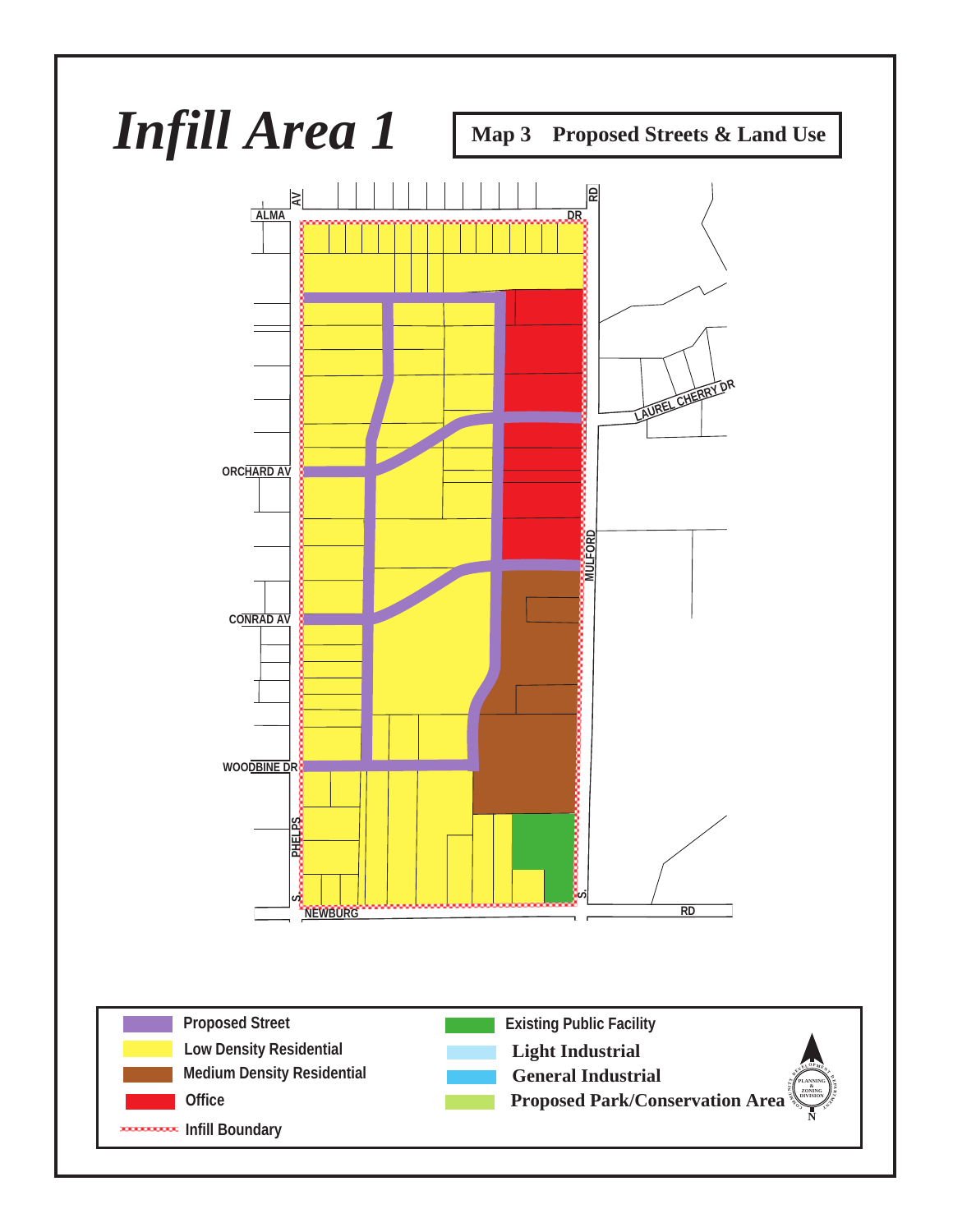# Infill Area 1

**Map 3 Proposed Streets & Land Use**

ALMA AV

DR

RD

LAUREL CHERRY DR

ORCHARD AV

CONRAD AV

WOODBINE DR

MULFORD

S. PHELPS

S.

NEWBURG

RD

- Proposed Street
- Low Density Residential
- Medium Density Residential
- Office
- Infill Boundary
- Existing Public Facility
- Light Industrial
- General Industrial
- Proposed Park/Conservation Area

COMMUNITY DEVELOPMENT DEPARTMENT
PLANNING & ZONING DIVISION

N